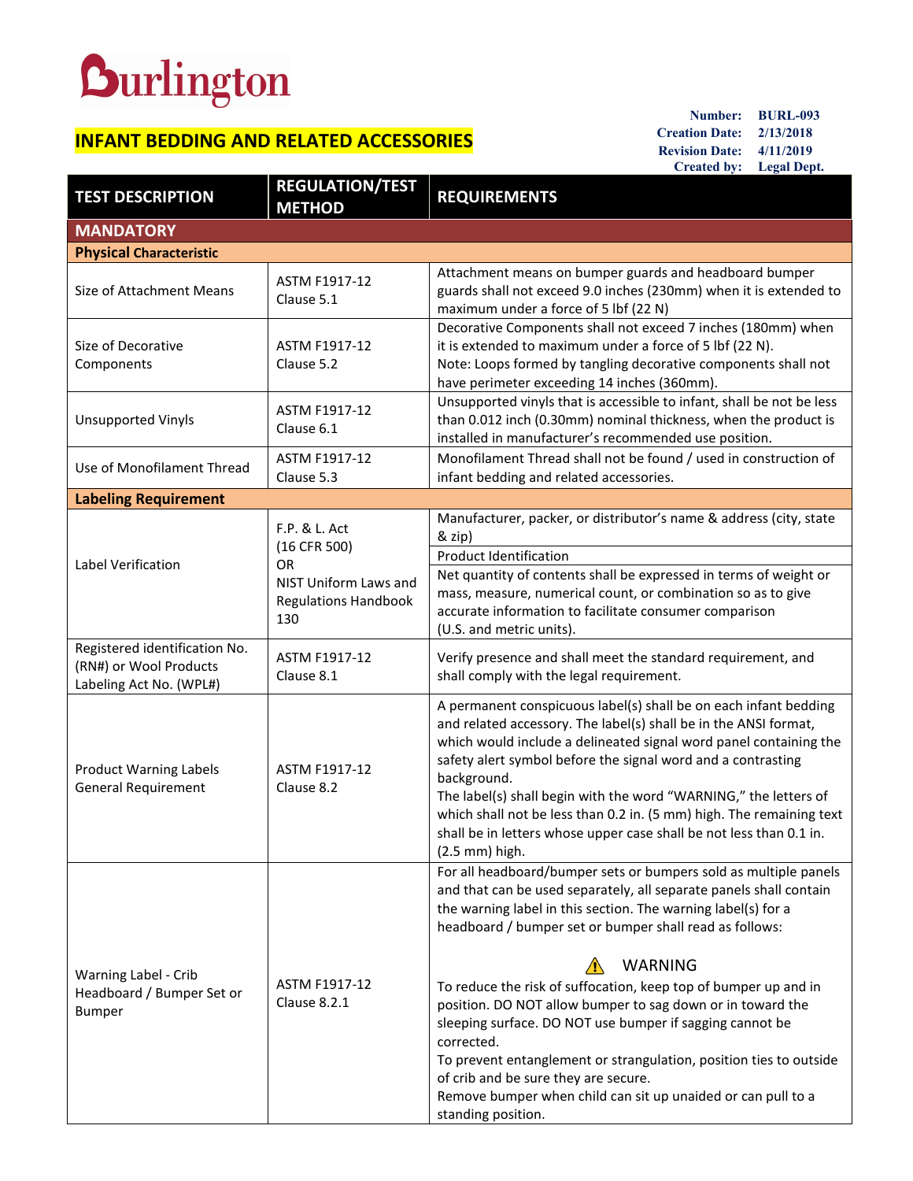# Burlington

## INFANT BEDDING AND RELATED ACCESSORIES

**Number:** BURL-093
**Creation Date:** 2/13/2018
**Revision Date:** 4/11/2019
**Created by:** Legal Dept.

| TEST DESCRIPTION | REGULATION/TEST METHOD | REQUIREMENTS |
|---|---|---|
| **MANDATORY** | | |
| **Physical Characteristic** | | |
| Size of Attachment Means | ASTM F1917-12 Clause 5.1 | Attachment means on bumper guards and headboard bumper guards shall not exceed 9.0 inches (230mm) when it is extended to maximum under a force of 5 lbf (22 N) |
| Size of Decorative Components | ASTM F1917-12 Clause 5.2 | Decorative Components shall not exceed 7 inches (180mm) when it is extended to maximum under a force of 5 lbf (22 N).<br>Note: Loops formed by tangling decorative components shall not have perimeter exceeding 14 inches (360mm). |
| Unsupported Vinyls | ASTM F1917-12 Clause 6.1 | Unsupported vinyls that is accessible to infant, shall be not be less than 0.012 inch (0.30mm) nominal thickness, when the product is installed in manufacturer's recommended use position. |
| Use of Monofilament Thread | ASTM F1917-12 Clause 5.3 | Monofilament Thread shall not be found / used in construction of infant bedding and related accessories. |
| **Labeling Requirement** | | |
| Label Verification | F.P. & L. Act (16 CFR 500) OR NIST Uniform Laws and Regulations Handbook 130 | Manufacturer, packer, or distributor's name & address (city, state & zip) |
| | | Product Identification |
| | | Net quantity of contents shall be expressed in terms of weight or mass, measure, numerical count, or combination so as to give accurate information to facilitate consumer comparison (U.S. and metric units). |
| Registered identification No. (RN#) or Wool Products Labeling Act No. (WPL#) | ASTM F1917-12 Clause 8.1 | Verify presence and shall meet the standard requirement, and shall comply with the legal requirement. |
| Product Warning Labels General Requirement | ASTM F1917-12 Clause 8.2 | A permanent conspicuous label(s) shall be on each infant bedding and related accessory. The label(s) shall be in the ANSI format, which would include a delineated signal word panel containing the safety alert symbol before the signal word and a contrasting background.<br>The label(s) shall begin with the word "WARNING," the letters of which shall not be less than 0.2 in. (5 mm) high. The remaining text shall be in letters whose upper case shall be not less than 0.1 in. (2.5 mm) high. |
| Warning Label - Crib Headboard / Bumper Set or Bumper | ASTM F1917-12 Clause 8.2.1 | For all headboard/bumper sets or bumpers sold as multiple panels and that can be used separately, all separate panels shall contain the warning label in this section. The warning label(s) for a headboard / bumper set or bumper shall read as follows:<br><br>⚠ WARNING<br>To reduce the risk of suffocation, keep top of bumper up and in position. DO NOT allow bumper to sag down or in toward the sleeping surface. DO NOT use bumper if sagging cannot be corrected.<br>To prevent entanglement or strangulation, position ties to outside of crib and be sure they are secure.<br>Remove bumper when child can sit up unaided or can pull to a standing position. |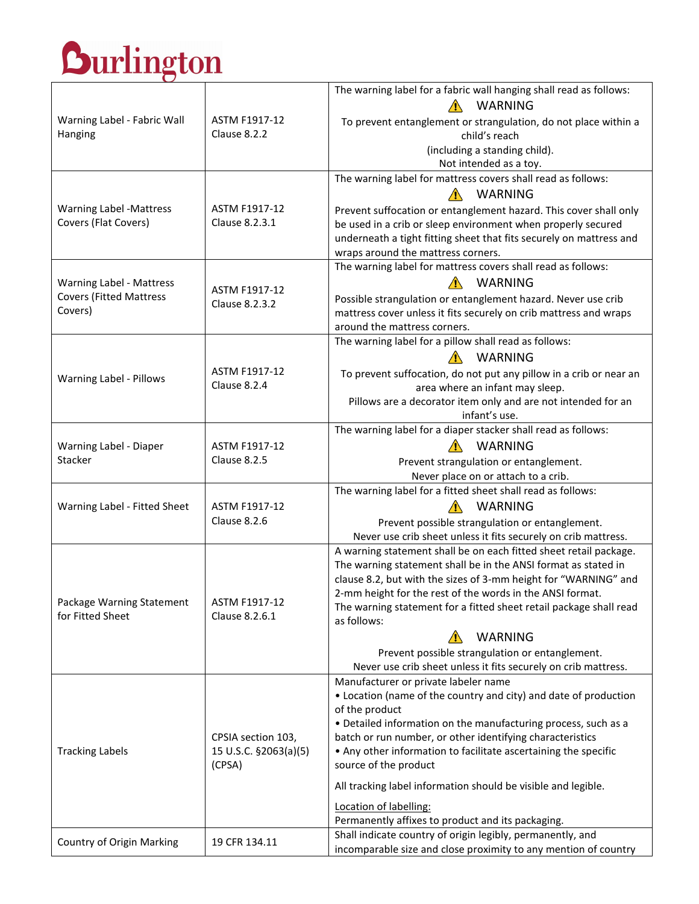Burlington

| | | |
|---|---|---|
| Warning Label - Fabric Wall Hanging | ASTM F1917-12 Clause 8.2.2 | The warning label for a fabric wall hanging shall read as follows:<br>⚠ WARNING<br>To prevent entanglement or strangulation, do not place within a child's reach<br>(including a standing child).<br>Not intended as a toy. |
| Warning Label -Mattress Covers (Flat Covers) | ASTM F1917-12 Clause 8.2.3.1 | The warning label for mattress covers shall read as follows:<br>⚠ WARNING<br>Prevent suffocation or entanglement hazard. This cover shall only be used in a crib or sleep environment when properly secured underneath a tight fitting sheet that fits securely on mattress and wraps around the mattress corners. |
| Warning Label - Mattress Covers (Fitted Mattress Covers) | ASTM F1917-12 Clause 8.2.3.2 | The warning label for mattress covers shall read as follows:<br>⚠ WARNING<br>Possible strangulation or entanglement hazard. Never use crib mattress cover unless it fits securely on crib mattress and wraps around the mattress corners. |
| Warning Label - Pillows | ASTM F1917-12 Clause 8.2.4 | The warning label for a pillow shall read as follows:<br>⚠ WARNING<br>To prevent suffocation, do not put any pillow in a crib or near an area where an infant may sleep.<br>Pillows are a decorator item only and are not intended for an infant's use. |
| Warning Label - Diaper Stacker | ASTM F1917-12 Clause 8.2.5 | The warning label for a diaper stacker shall read as follows:<br>⚠ WARNING<br>Prevent strangulation or entanglement.<br>Never place on or attach to a crib. |
| Warning Label - Fitted Sheet | ASTM F1917-12 Clause 8.2.6 | The warning label for a fitted sheet shall read as follows:<br>⚠ WARNING<br>Prevent possible strangulation or entanglement.<br>Never use crib sheet unless it fits securely on crib mattress. |
| Package Warning Statement for Fitted Sheet | ASTM F1917-12 Clause 8.2.6.1 | A warning statement shall be on each fitted sheet retail package. The warning statement shall be in the ANSI format as stated in clause 8.2, but with the sizes of 3-mm height for "WARNING" and 2-mm height for the rest of the words in the ANSI format.<br>The warning statement for a fitted sheet retail package shall read as follows:<br>⚠ WARNING<br>Prevent possible strangulation or entanglement.<br>Never use crib sheet unless it fits securely on crib mattress. |
| Tracking Labels | CPSIA section 103, 15 U.S.C. §2063(a)(5) (CPSA) | Manufacturer or private labeler name<br>• Location (name of the country and city) and date of production of the product<br>• Detailed information on the manufacturing process, such as a batch or run number, or other identifying characteristics<br>• Any other information to facilitate ascertaining the specific source of the product<br><br>All tracking label information should be visible and legible.<br><br>Location of labelling:<br>Permanently affixes to product and its packaging. |
| Country of Origin Marking | 19 CFR 134.11 | Shall indicate country of origin legibly, permanently, and incomparable size and close proximity to any mention of country |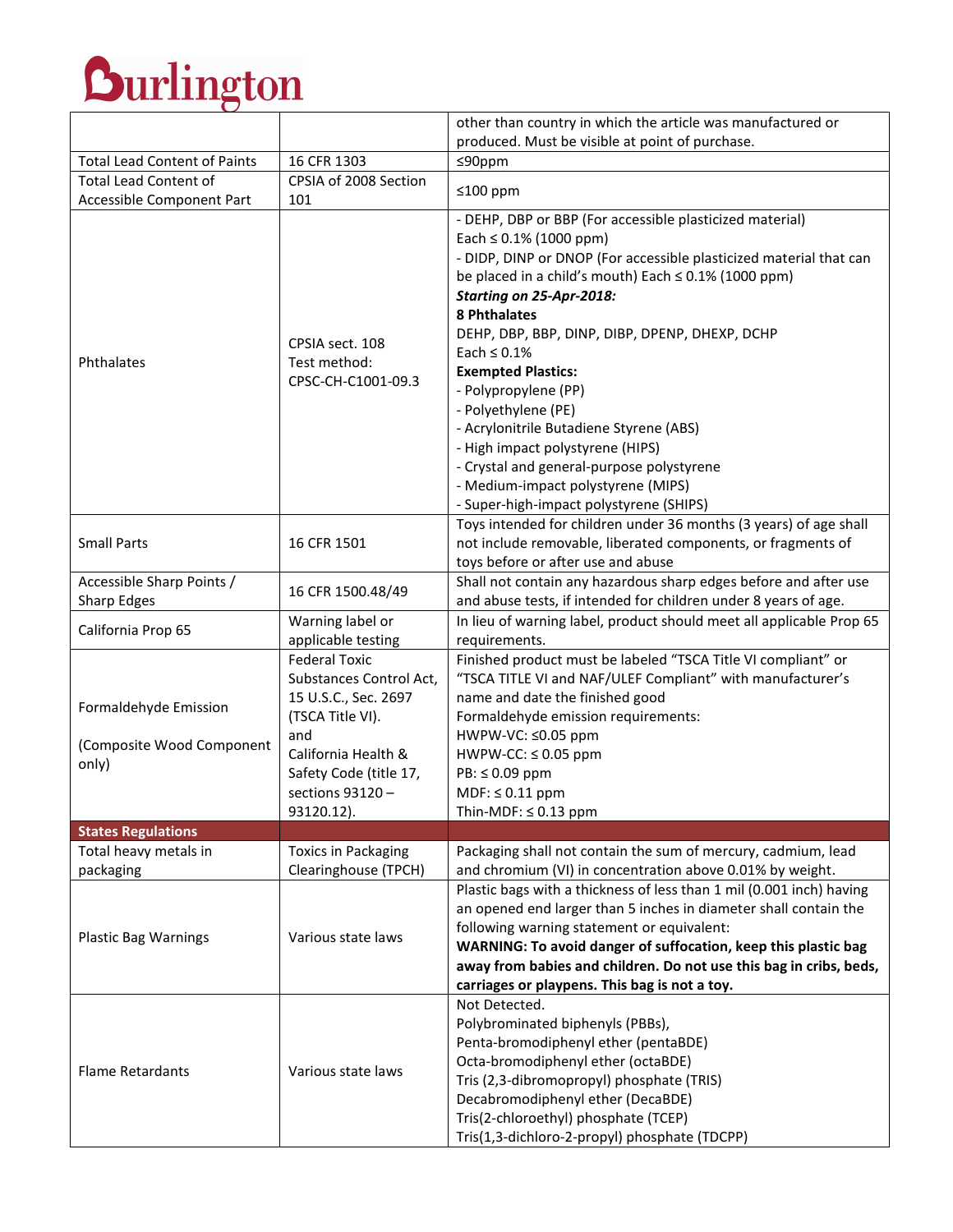# Burlington

| | | |
|---|---|---|
| | | other than country in which the article was manufactured or produced. Must be visible at point of purchase. |
| Total Lead Content of Paints | 16 CFR 1303 | ≤90ppm |
| Total Lead Content of Accessible Component Part | CPSIA of 2008 Section 101 | ≤100 ppm |
| Phthalates | CPSIA sect. 108<br>Test method:<br>CPSC-CH-C1001-09.3 | - DEHP, DBP or BBP (For accessible plasticized material) Each ≤ 0.1% (1000 ppm)<br>- DIDP, DINP or DNOP (For accessible plasticized material that can be placed in a child's mouth) Each ≤ 0.1% (1000 ppm)<br>***Starting on 25-Apr-2018:***<br>**8 Phthalates**<br>DEHP, DBP, BBP, DINP, DIBP, DPENP, DHEXP, DCHP<br>Each ≤ 0.1%<br>**Exempted Plastics:**<br>- Polypropylene (PP)<br>- Polyethylene (PE)<br>- Acrylonitrile Butadiene Styrene (ABS)<br>- High impact polystyrene (HIPS)<br>- Crystal and general-purpose polystyrene<br>- Medium-impact polystyrene (MIPS)<br>- Super-high-impact polystyrene (SHIPS) |
| Small Parts | 16 CFR 1501 | Toys intended for children under 36 months (3 years) of age shall not include removable, liberated components, or fragments of toys before or after use and abuse |
| Accessible Sharp Points / Sharp Edges | 16 CFR 1500.48/49 | Shall not contain any hazardous sharp edges before and after use and abuse tests, if intended for children under 8 years of age. |
| California Prop 65 | Warning label or applicable testing | In lieu of warning label, product should meet all applicable Prop 65 requirements. |
| Formaldehyde Emission<br><br>(Composite Wood Component only) | Federal Toxic Substances Control Act, 15 U.S.C., Sec. 2697 (TSCA Title VI).<br>and<br>California Health & Safety Code (title 17, sections 93120 – 93120.12). | Finished product must be labeled "TSCA Title VI compliant" or "TSCA TITLE VI and NAF/ULEF Compliant" with manufacturer's name and date the finished good<br>Formaldehyde emission requirements:<br>HWPW-VC: ≤0.05 ppm<br>HWPW-CC: ≤ 0.05 ppm<br>PB: ≤ 0.09 ppm<br>MDF: ≤ 0.11 ppm<br>Thin-MDF: ≤ 0.13 ppm |
| **States Regulations** | | |
| Total heavy metals in packaging | Toxics in Packaging Clearinghouse (TPCH) | Packaging shall not contain the sum of mercury, cadmium, lead and chromium (VI) in concentration above 0.01% by weight. |
| Plastic Bag Warnings | Various state laws | Plastic bags with a thickness of less than 1 mil (0.001 inch) having an opened end larger than 5 inches in diameter shall contain the following warning statement or equivalent:<br>**WARNING: To avoid danger of suffocation, keep this plastic bag away from babies and children. Do not use this bag in cribs, beds, carriages or playpens. This bag is not a toy.** |
| Flame Retardants | Various state laws | Not Detected.<br>Polybrominated biphenyls (PBBs),<br>Penta-bromodiphenyl ether (pentaBDE)<br>Octa-bromodiphenyl ether (octaBDE)<br>Tris (2,3-dibromopropyl) phosphate (TRIS)<br>Decabromodiphenyl ether (DecaBDE)<br>Tris(2-chloroethyl) phosphate (TCEP)<br>Tris(1,3-dichloro-2-propyl) phosphate (TDCPP) |